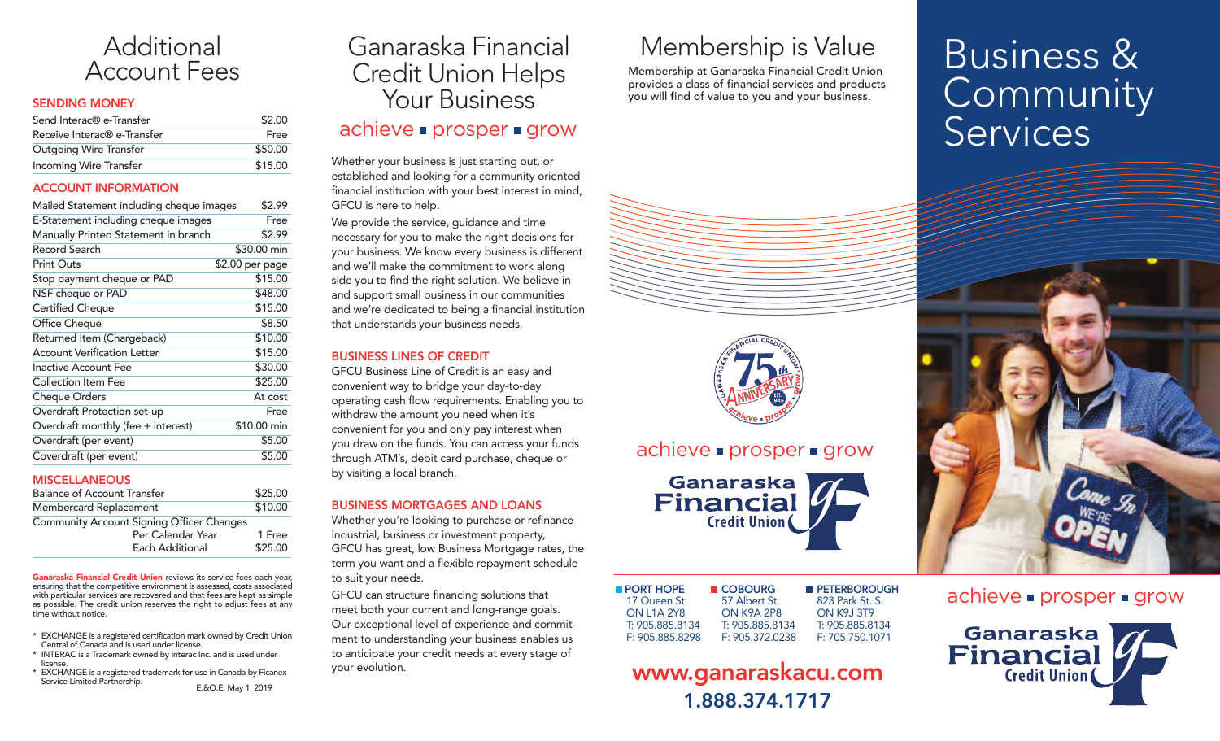# Additional Account Fees

## SENDING MONEY

| Service | Fee |
|---|---|
| Send Interac® e-Transfer | $2.00 |
| Receive Interac® e-Transfer | Free |
| Outgoing Wire Transfer | $50.00 |
| Incoming Wire Transfer | $15.00 |

## ACCOUNT INFORMATION

| Service | Fee |
|---|---|
| Mailed Statement including cheque images | $2.99 |
| E-Statement including cheque images | Free |
| Manually Printed Statement in branch | $2.99 |
| Record Search | $30.00 min |
| Print Outs | $2.00 per page |
| Stop payment cheque or PAD | $15.00 |
| NSF cheque or PAD | $48.00 |
| Certified Cheque | $15.00 |
| Office Cheque | $8.50 |
| Returned Item (Chargeback) | $10.00 |
| Account Verification Letter | $15.00 |
| Inactive Account Fee | $30.00 |
| Collection Item Fee | $25.00 |
| Cheque Orders | At cost |
| Overdraft Protection set-up | Free |
| Overdraft monthly (fee + interest) | $10.00 min |
| Overdraft (per event) | $5.00 |
| Coverdraft (per event) | $5.00 |

## MISCELLANEOUS

| Service | Fee |
|---|---|
| Balance of Account Transfer | $25.00 |
| Membercard Replacement | $10.00 |
| Community Account Signing Officer Changes | |
| Per Calendar Year | 1 Free |
| Each Additional | $25.00 |

**Ganaraska Financial Credit Union** reviews its service fees each year, ensuring that the competitive environment is assessed, costs associated with particular services are recovered and that fees are kept as simple as possible. The credit union reserves the right to adjust fees at any time without notice.

- \* EXCHANGE is a registered certification mark owned by Credit Union Central of Canada and is used under license.
- \* INTERAC is a Trademark owned by Interac Inc. and is used under license.
- \* EXCHANGE is a registered trademark for use in Canada by Ficanex Service Limited Partnership.

E.&O.E. May 1, 2019

# Ganaraska Financial Credit Union Helps Your Business

achieve ■ prosper ■ grow

Whether your business is just starting out, or established and looking for a community oriented financial institution with your best interest in mind, GFCU is here to help.

We provide the service, guidance and time necessary for you to make the right decisions for your business. We know every business is different and we'll make the commitment to work along side you to find the right solution. We believe in and support small business in our communities and we're dedicated to being a financial institution that understands your business needs.

## BUSINESS LINES OF CREDIT

GFCU Business Line of Credit is an easy and convenient way to bridge your day-to-day operating cash flow requirements. Enabling you to withdraw the amount you need when it's convenient for you and only pay interest when you draw on the funds. You can access your funds through ATM's, debit card purchase, cheque or by visiting a local branch.

## BUSINESS MORTGAGES AND LOANS

Whether you're looking to purchase or refinance industrial, business or investment property, GFCU has great, low Business Mortgage rates, the term you want and a flexible repayment schedule to suit your needs.

GFCU can structure financing solutions that meet both your current and long-range goals. Our exceptional level of experience and commitment to understanding your business enables us to anticipate your credit needs at every stage of your evolution.

# Membership is Value

Membership at Ganaraska Financial Credit Union provides a class of financial services and products you will find of value to you and your business.

Ganaraska Financial Credit Union 75th Anniversary — Est. 1945 — achieve • prosper • grow

achieve ■ prosper ■ grow

**Ganaraska Financial Credit Union**

**PORT HOPE**
17 Queen St.
ON L1A 2Y8
T: 905.885.8134
F: 905.885.8298

**COBOURG**
57 Albert St.
ON K9A 2P8
T: 905.885.8134
F: 905.372.0238

**PETERBOROUGH**
823 Park St. S.
ON K9J 3T9
T: 905.885.8134
F: 705.750.1071

**www.ganaraskacu.com**

**1.888.374.1717**

# Business & Community Services

achieve ■ prosper ■ grow

**Ganaraska Financial Credit Union**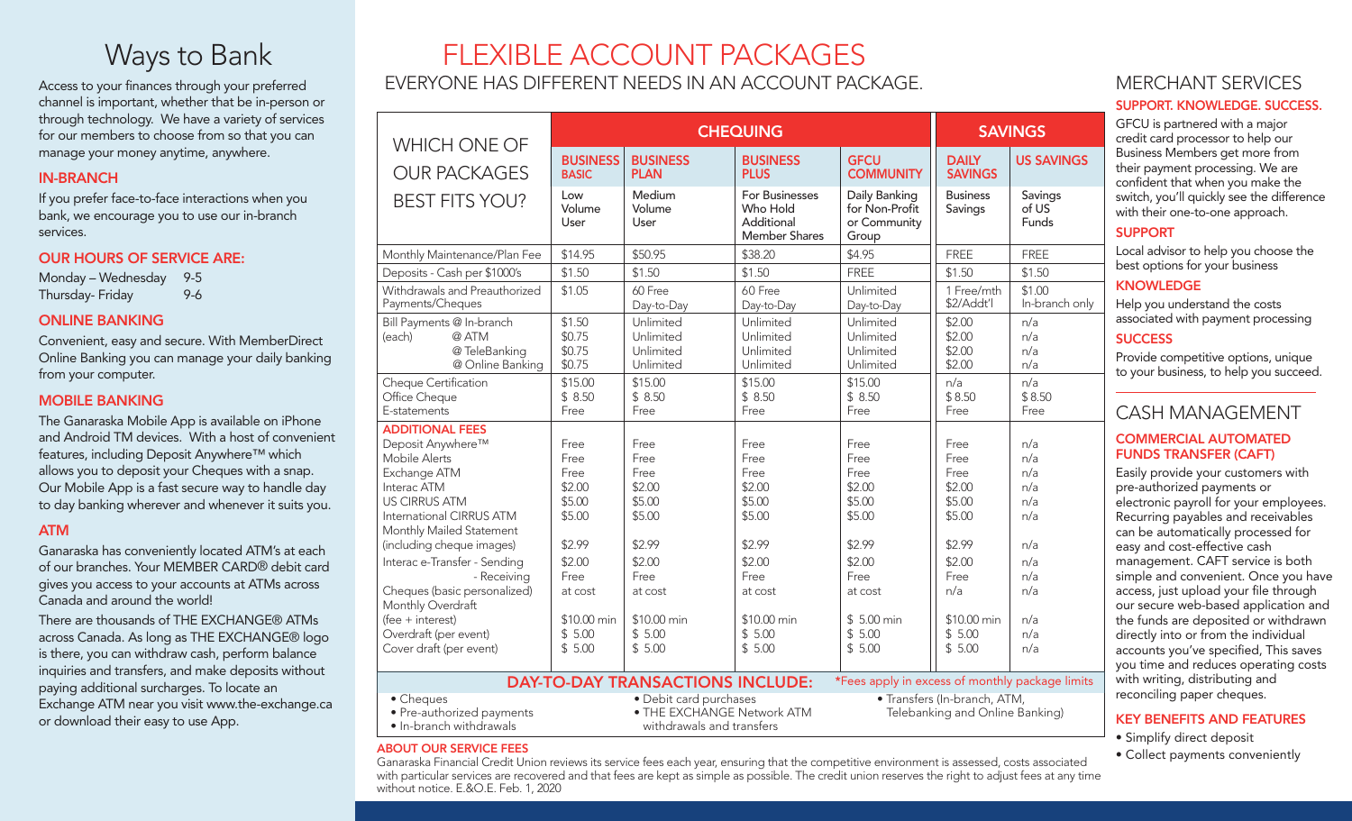# Ways to Bank

Access to your finances through your preferred channel is important, whether that be in-person or through technology. We have a variety of services for our members to choose from so that you can manage your money anytime, anywhere.

## IN-BRANCH

If you prefer face-to-face interactions when you bank, we encourage you to use our in-branch services.

## OUR HOURS OF SERVICE ARE:

Monday – Wednesday 9-5
Thursday- Friday 9-6

## ONLINE BANKING

Convenient, easy and secure. With MemberDirect Online Banking you can manage your daily banking from your computer.

## MOBILE BANKING

The Ganaraska Mobile App is available on iPhone and Android TM devices. With a host of convenient features, including Deposit Anywhere™ which allows you to deposit your Cheques with a snap. Our Mobile App is a fast secure way to handle day to day banking wherever and whenever it suits you.

## ATM

Ganaraska has conveniently located ATM's at each of our branches. Your MEMBER CARD® debit card gives you access to your accounts at ATMs across Canada and around the world!

There are thousands of THE EXCHANGE® ATMs across Canada. As long as THE EXCHANGE® logo is there, you can withdraw cash, perform balance inquiries and transfers, and make deposits without paying additional surcharges. To locate an Exchange ATM near you visit www.the-exchange.ca or download their easy to use App.

# FLEXIBLE ACCOUNT PACKAGES

EVERYONE HAS DIFFERENT NEEDS IN AN ACCOUNT PACKAGE.

| WHICH ONE OF OUR PACKAGES BEST FITS YOU? | CHEQUING | | | | SAVINGS | |
|---|---|---|---|---|---|---|
| | BUSINESS BASIC | BUSINESS PLAN | BUSINESS PLUS | GFCU COMMUNITY | DAILY SAVINGS | US SAVINGS |
| | Low Volume User | Medium Volume User | For Businesses Who Hold Additional Member Shares | Daily Banking for Non-Profit or Community Group | Business Savings | Savings of US Funds |
| Monthly Maintenance/Plan Fee | $14.95 | $50.95 | $38.20 | $4.95 | FREE | FREE |
| Deposits - Cash per $1000's | $1.50 | $1.50 | $1.50 | FREE | $1.50 | $1.50 |
| Withdrawals and Preauthorized Payments/Cheques | $1.05 | 60 Free Day-to-Day | 60 Free Day-to-Day | Unlimited Day-to-Day | 1 Free/mth $2/Addt'l | $1.00 In-branch only |
| Bill Payments @ In-branch (each) | $1.50 | Unlimited | Unlimited | Unlimited | $2.00 | n/a |
| @ ATM | $0.75 | Unlimited | Unlimited | Unlimited | $2.00 | n/a |
| @ TeleBanking | $0.75 | Unlimited | Unlimited | Unlimited | $2.00 | n/a |
| @ Online Banking | $0.75 | Unlimited | Unlimited | Unlimited | $2.00 | n/a |
| Cheque Certification | $15.00 | $15.00 | $15.00 | $15.00 | n/a | n/a |
| Office Cheque | $ 8.50 | $ 8.50 | $ 8.50 | $ 8.50 | $ 8.50 | $ 8.50 |
| E-statements | Free | Free | Free | Free | Free | Free |
| **ADDITIONAL FEES** | | | | | | |
| Deposit Anywhere™ | Free | Free | Free | Free | Free | n/a |
| Mobile Alerts | Free | Free | Free | Free | Free | n/a |
| Exchange ATM | Free | Free | Free | Free | Free | n/a |
| Interac ATM | $2.00 | $2.00 | $2.00 | $2.00 | $2.00 | n/a |
| US CIRRUS ATM | $5.00 | $5.00 | $5.00 | $5.00 | $5.00 | n/a |
| International CIRRUS ATM | $5.00 | $5.00 | $5.00 | $5.00 | $5.00 | n/a |
| Monthly Mailed Statement (including cheque images) | $2.99 | $2.99 | $2.99 | $2.99 | $2.99 | n/a |
| Interac e-Transfer - Sending | $2.00 | $2.00 | $2.00 | $2.00 | $2.00 | n/a |
| - Receiving | Free | Free | Free | Free | Free | n/a |
| Cheques (basic personalized) | at cost | at cost | at cost | at cost | n/a | n/a |
| Monthly Overdraft (fee + interest) | $10.00 min | $10.00 min | $10.00 min | $ 5.00 min | $10.00 min | n/a |
| Overdraft (per event) | $ 5.00 | $ 5.00 | $ 5.00 | $ 5.00 | $ 5.00 | n/a |
| Cover draft (per event) | $ 5.00 | $ 5.00 | $ 5.00 | $ 5.00 | $ 5.00 | n/a |

**DAY-TO-DAY TRANSACTIONS INCLUDE:** *Fees apply in excess of monthly package limits

- Cheques
- Pre-authorized payments
- In-branch withdrawals
- Debit card purchases
- THE EXCHANGE Network ATM withdrawals and transfers
- Transfers (In-branch, ATM, Telebanking and Online Banking)

## ABOUT OUR SERVICE FEES

Ganaraska Financial Credit Union reviews its service fees each year, ensuring that the competitive environment is assessed, costs associated with particular services are recovered and that fees are kept as simple as possible. The credit union reserves the right to adjust fees at any time without notice. E.&O.E. Feb. 1, 2020

# MERCHANT SERVICES

## SUPPORT. KNOWLEDGE. SUCCESS.

GFCU is partnered with a major credit card processor to help our Business Members get more from their payment processing. We are confident that when you make the switch, you'll quickly see the difference with their one-to-one approach.

## SUPPORT

Local advisor to help you choose the best options for your business

## KNOWLEDGE

Help you understand the costs associated with payment processing

## SUCCESS

Provide competitive options, unique to your business, to help you succeed.

# CASH MANAGEMENT

## COMMERCIAL AUTOMATED FUNDS TRANSFER (CAFT)

Easily provide your customers with pre-authorized payments or electronic payroll for your employees. Recurring payables and receivables can be automatically processed for easy and cost-effective cash management. CAFT service is both simple and convenient. Once you have access, just upload your file through our secure web-based application and the funds are deposited or withdrawn directly into or from the individual accounts you've specified, This saves you time and reduces operating costs with writing, distributing and reconciling paper cheques.

## KEY BENEFITS AND FEATURES

- Simplify direct deposit
- Collect payments conveniently